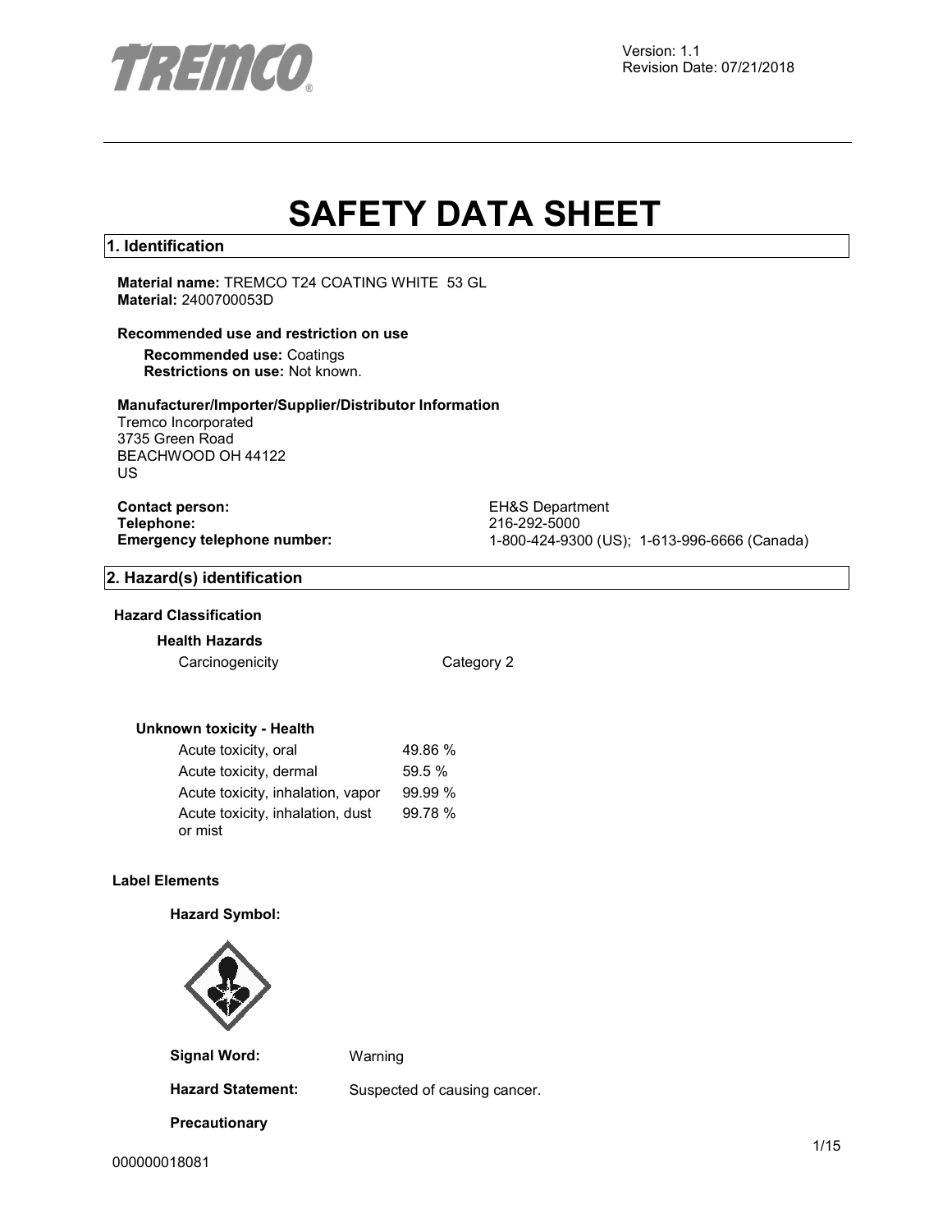Version: 1.1
Revision Date: 07/21/2018

# SAFETY DATA SHEET

## 1. Identification

**Material name:** TREMCO T24 COATING WHITE 53 GL
**Material:** 2400700053D

**Recommended use and restriction on use**

**Recommended use:** Coatings
**Restrictions on use:** Not known.

**Manufacturer/Importer/Supplier/Distributor Information**
Tremco Incorporated
3735 Green Road
BEACHWOOD OH 44122
US

**Contact person:** EH&S Department
**Telephone:** 216-292-5000
**Emergency telephone number:** 1-800-424-9300 (US); 1-613-996-6666 (Canada)

## 2. Hazard(s) identification

**Hazard Classification**

**Health Hazards**

| | |
|---|---|
| Carcinogenicity | Category 2 |

**Unknown toxicity - Health**

| | |
|---|---|
| Acute toxicity, oral | 49.86 % |
| Acute toxicity, dermal | 59.5 % |
| Acute toxicity, inhalation, vapor | 99.99 % |
| Acute toxicity, inhalation, dust or mist | 99.78 % |

**Label Elements**

**Hazard Symbol:**

**Signal Word:** Warning

**Hazard Statement:** Suspected of causing cancer.

**Precautionary**

000000018081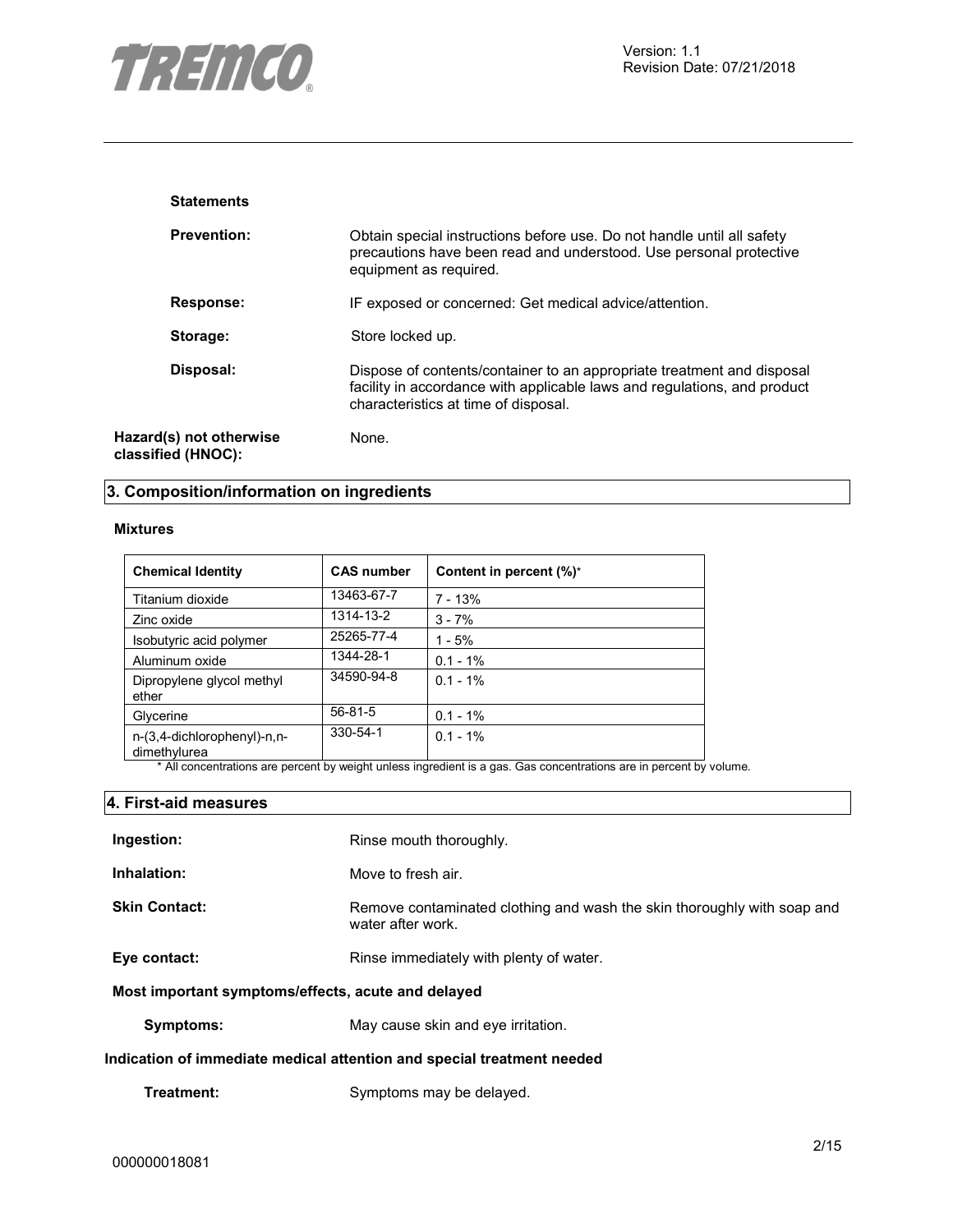**Statements**

**Prevention:** Obtain special instructions before use. Do not handle until all safety precautions have been read and understood. Use personal protective equipment as required.

**Response:** IF exposed or concerned: Get medical advice/attention.

**Storage:** Store locked up.

**Disposal:** Dispose of contents/container to an appropriate treatment and disposal facility in accordance with applicable laws and regulations, and product characteristics at time of disposal.

**Hazard(s) not otherwise classified (HNOC):** None.

## 3. Composition/information on ingredients

**Mixtures**

| Chemical Identity | CAS number | Content in percent (%)* |
|---|---|---|
| Titanium dioxide | 13463-67-7 | 7 - 13% |
| Zinc oxide | 1314-13-2 | 3 - 7% |
| Isobutyric acid polymer | 25265-77-4 | 1 - 5% |
| Aluminum oxide | 1344-28-1 | 0.1 - 1% |
| Dipropylene glycol methyl ether | 34590-94-8 | 0.1 - 1% |
| Glycerine | 56-81-5 | 0.1 - 1% |
| n-(3,4-dichlorophenyl)-n,n-dimethylurea | 330-54-1 | 0.1 - 1% |

\* All concentrations are percent by weight unless ingredient is a gas. Gas concentrations are in percent by volume.

## 4. First-aid measures

**Ingestion:** Rinse mouth thoroughly.

**Inhalation:** Move to fresh air.

**Skin Contact:** Remove contaminated clothing and wash the skin thoroughly with soap and water after work.

**Eye contact:** Rinse immediately with plenty of water.

**Most important symptoms/effects, acute and delayed**

**Symptoms:** May cause skin and eye irritation.

**Indication of immediate medical attention and special treatment needed**

**Treatment:** Symptoms may be delayed.

000000018081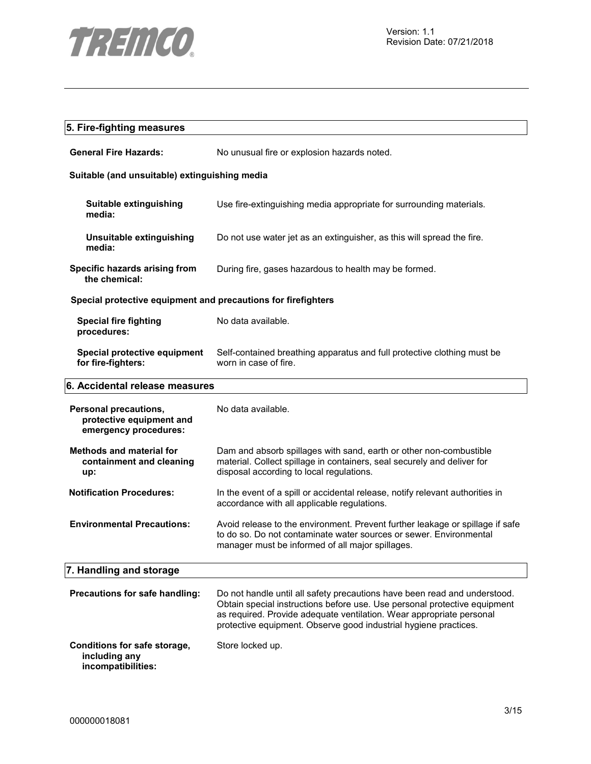## 5. Fire-fighting measures

**General Fire Hazards:** No unusual fire or explosion hazards noted.

### Suitable (and unsuitable) extinguishing media

**Suitable extinguishing media:** Use fire-extinguishing media appropriate for surrounding materials.

**Unsuitable extinguishing media:** Do not use water jet as an extinguisher, as this will spread the fire.

**Specific hazards arising from the chemical:** During fire, gases hazardous to health may be formed.

### Special protective equipment and precautions for firefighters

**Special fire fighting procedures:** No data available.

**Special protective equipment for fire-fighters:** Self-contained breathing apparatus and full protective clothing must be worn in case of fire.

## 6. Accidental release measures

**Personal precautions, protective equipment and emergency procedures:** No data available.

**Methods and material for containment and cleaning up:** Dam and absorb spillages with sand, earth or other non-combustible material. Collect spillage in containers, seal securely and deliver for disposal according to local regulations.

**Notification Procedures:** In the event of a spill or accidental release, notify relevant authorities in accordance with all applicable regulations.

**Environmental Precautions:** Avoid release to the environment. Prevent further leakage or spillage if safe to do so. Do not contaminate water sources or sewer. Environmental manager must be informed of all major spillages.

## 7. Handling and storage

**Precautions for safe handling:** Do not handle until all safety precautions have been read and understood. Obtain special instructions before use. Use personal protective equipment as required. Provide adequate ventilation. Wear appropriate personal protective equipment. Observe good industrial hygiene practices.

**Conditions for safe storage, including any incompatibilities:** Store locked up.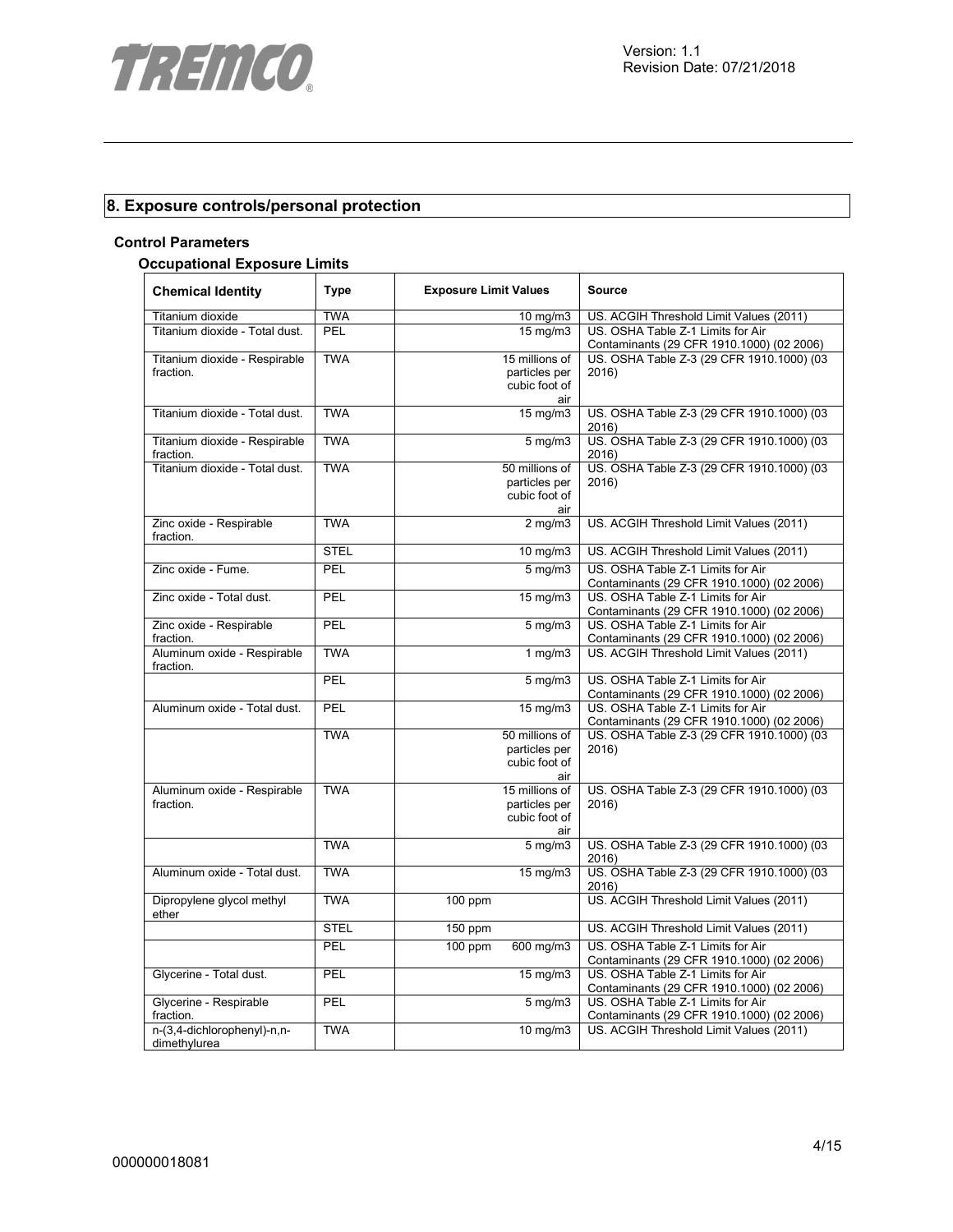## 8. Exposure controls/personal protection

### Control Parameters

#### Occupational Exposure Limits

| Chemical Identity | Type | Exposure Limit Values | Source |
|---|---|---|---|
| Titanium dioxide | TWA | 10 mg/m3 | US. ACGIH Threshold Limit Values (2011) |
| Titanium dioxide - Total dust. | PEL | 15 mg/m3 | US. OSHA Table Z-1 Limits for Air Contaminants (29 CFR 1910.1000) (02 2006) |
| Titanium dioxide - Respirable fraction. | TWA | 15 millions of particles per cubic foot of air | US. OSHA Table Z-3 (29 CFR 1910.1000) (03 2016) |
| Titanium dioxide - Total dust. | TWA | 15 mg/m3 | US. OSHA Table Z-3 (29 CFR 1910.1000) (03 2016) |
| Titanium dioxide - Respirable fraction. | TWA | 5 mg/m3 | US. OSHA Table Z-3 (29 CFR 1910.1000) (03 2016) |
| Titanium dioxide - Total dust. | TWA | 50 millions of particles per cubic foot of air | US. OSHA Table Z-3 (29 CFR 1910.1000) (03 2016) |
| Zinc oxide - Respirable fraction. | TWA | 2 mg/m3 | US. ACGIH Threshold Limit Values (2011) |
| | STEL | 10 mg/m3 | US. ACGIH Threshold Limit Values (2011) |
| Zinc oxide - Fume. | PEL | 5 mg/m3 | US. OSHA Table Z-1 Limits for Air Contaminants (29 CFR 1910.1000) (02 2006) |
| Zinc oxide - Total dust. | PEL | 15 mg/m3 | US. OSHA Table Z-1 Limits for Air Contaminants (29 CFR 1910.1000) (02 2006) |
| Zinc oxide - Respirable fraction. | PEL | 5 mg/m3 | US. OSHA Table Z-1 Limits for Air Contaminants (29 CFR 1910.1000) (02 2006) |
| Aluminum oxide - Respirable fraction. | TWA | 1 mg/m3 | US. ACGIH Threshold Limit Values (2011) |
| | PEL | 5 mg/m3 | US. OSHA Table Z-1 Limits for Air Contaminants (29 CFR 1910.1000) (02 2006) |
| Aluminum oxide - Total dust. | PEL | 15 mg/m3 | US. OSHA Table Z-1 Limits for Air Contaminants (29 CFR 1910.1000) (02 2006) |
| | TWA | 50 millions of particles per cubic foot of air | US. OSHA Table Z-3 (29 CFR 1910.1000) (03 2016) |
| Aluminum oxide - Respirable fraction. | TWA | 15 millions of particles per cubic foot of air | US. OSHA Table Z-3 (29 CFR 1910.1000) (03 2016) |
| | TWA | 5 mg/m3 | US. OSHA Table Z-3 (29 CFR 1910.1000) (03 2016) |
| Aluminum oxide - Total dust. | TWA | 15 mg/m3 | US. OSHA Table Z-3 (29 CFR 1910.1000) (03 2016) |
| Dipropylene glycol methyl ether | TWA | 100 ppm | US. ACGIH Threshold Limit Values (2011) |
| | STEL | 150 ppm | US. ACGIH Threshold Limit Values (2011) |
| | PEL | 100 ppm 600 mg/m3 | US. OSHA Table Z-1 Limits for Air Contaminants (29 CFR 1910.1000) (02 2006) |
| Glycerine - Total dust. | PEL | 15 mg/m3 | US. OSHA Table Z-1 Limits for Air Contaminants (29 CFR 1910.1000) (02 2006) |
| Glycerine - Respirable fraction. | PEL | 5 mg/m3 | US. OSHA Table Z-1 Limits for Air Contaminants (29 CFR 1910.1000) (02 2006) |
| n-(3,4-dichlorophenyl)-n,n-dimethylurea | TWA | 10 mg/m3 | US. ACGIH Threshold Limit Values (2011) |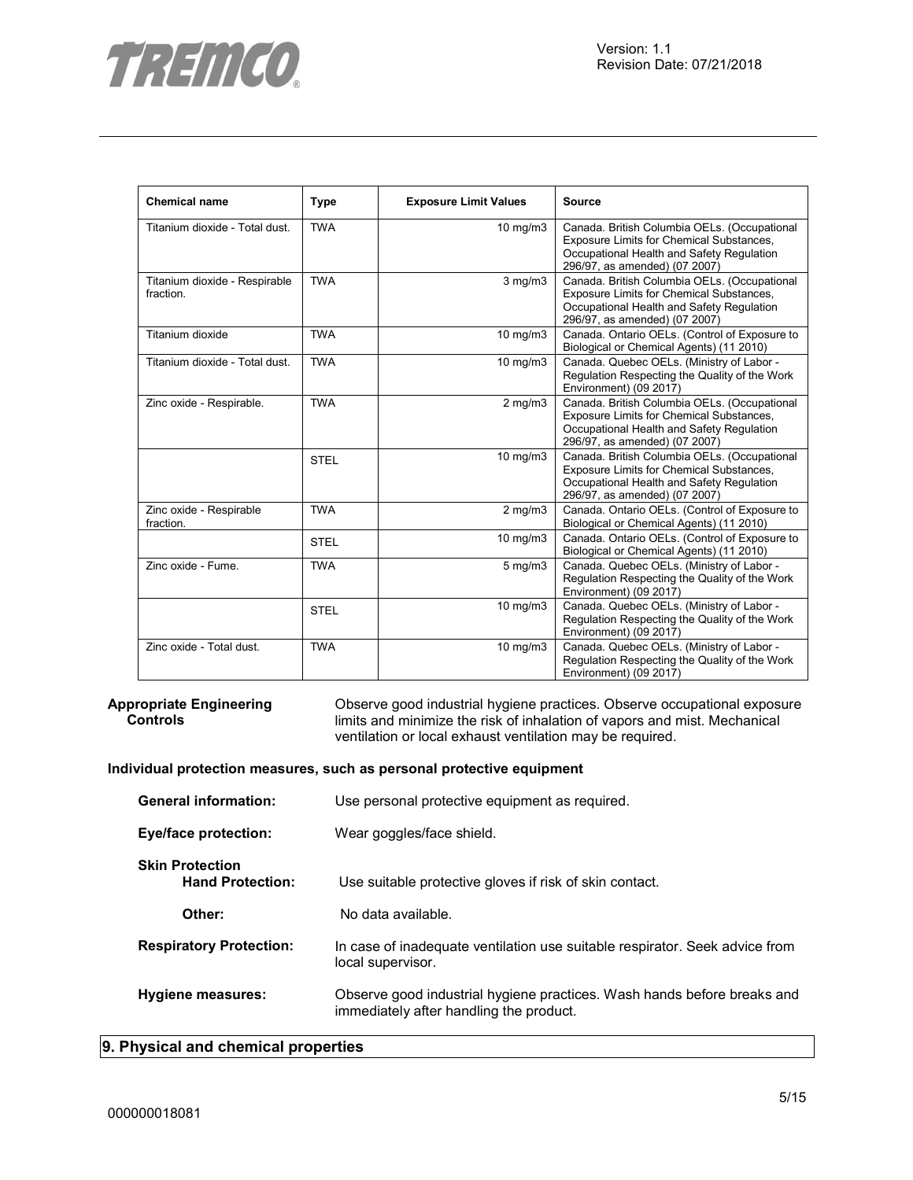| Chemical name | Type | Exposure Limit Values | Source |
|---|---|---|---|
| Titanium dioxide - Total dust. | TWA | 10 mg/m3 | Canada. British Columbia OELs. (Occupational Exposure Limits for Chemical Substances, Occupational Health and Safety Regulation 296/97, as amended) (07 2007) |
| Titanium dioxide - Respirable fraction. | TWA | 3 mg/m3 | Canada. British Columbia OELs. (Occupational Exposure Limits for Chemical Substances, Occupational Health and Safety Regulation 296/97, as amended) (07 2007) |
| Titanium dioxide | TWA | 10 mg/m3 | Canada. Ontario OELs. (Control of Exposure to Biological or Chemical Agents) (11 2010) |
| Titanium dioxide - Total dust. | TWA | 10 mg/m3 | Canada. Quebec OELs. (Ministry of Labor - Regulation Respecting the Quality of the Work Environment) (09 2017) |
| Zinc oxide - Respirable. | TWA | 2 mg/m3 | Canada. British Columbia OELs. (Occupational Exposure Limits for Chemical Substances, Occupational Health and Safety Regulation 296/97, as amended) (07 2007) |
| | STEL | 10 mg/m3 | Canada. British Columbia OELs. (Occupational Exposure Limits for Chemical Substances, Occupational Health and Safety Regulation 296/97, as amended) (07 2007) |
| Zinc oxide - Respirable fraction. | TWA | 2 mg/m3 | Canada. Ontario OELs. (Control of Exposure to Biological or Chemical Agents) (11 2010) |
| | STEL | 10 mg/m3 | Canada. Ontario OELs. (Control of Exposure to Biological or Chemical Agents) (11 2010) |
| Zinc oxide - Fume. | TWA | 5 mg/m3 | Canada. Quebec OELs. (Ministry of Labor - Regulation Respecting the Quality of the Work Environment) (09 2017) |
| | STEL | 10 mg/m3 | Canada. Quebec OELs. (Ministry of Labor - Regulation Respecting the Quality of the Work Environment) (09 2017) |
| Zinc oxide - Total dust. | TWA | 10 mg/m3 | Canada. Quebec OELs. (Ministry of Labor - Regulation Respecting the Quality of the Work Environment) (09 2017) |

**Appropriate Engineering Controls**: Observe good industrial hygiene practices. Observe occupational exposure limits and minimize the risk of inhalation of vapors and mist. Mechanical ventilation or local exhaust ventilation may be required.

**Individual protection measures, such as personal protective equipment**

**General information:** Use personal protective equipment as required.

**Eye/face protection:** Wear goggles/face shield.

**Skin Protection**

**Hand Protection:** Use suitable protective gloves if risk of skin contact.

**Other:** No data available.

**Respiratory Protection:** In case of inadequate ventilation use suitable respirator. Seek advice from local supervisor.

**Hygiene measures:** Observe good industrial hygiene practices. Wash hands before breaks and immediately after handling the product.

## 9. Physical and chemical properties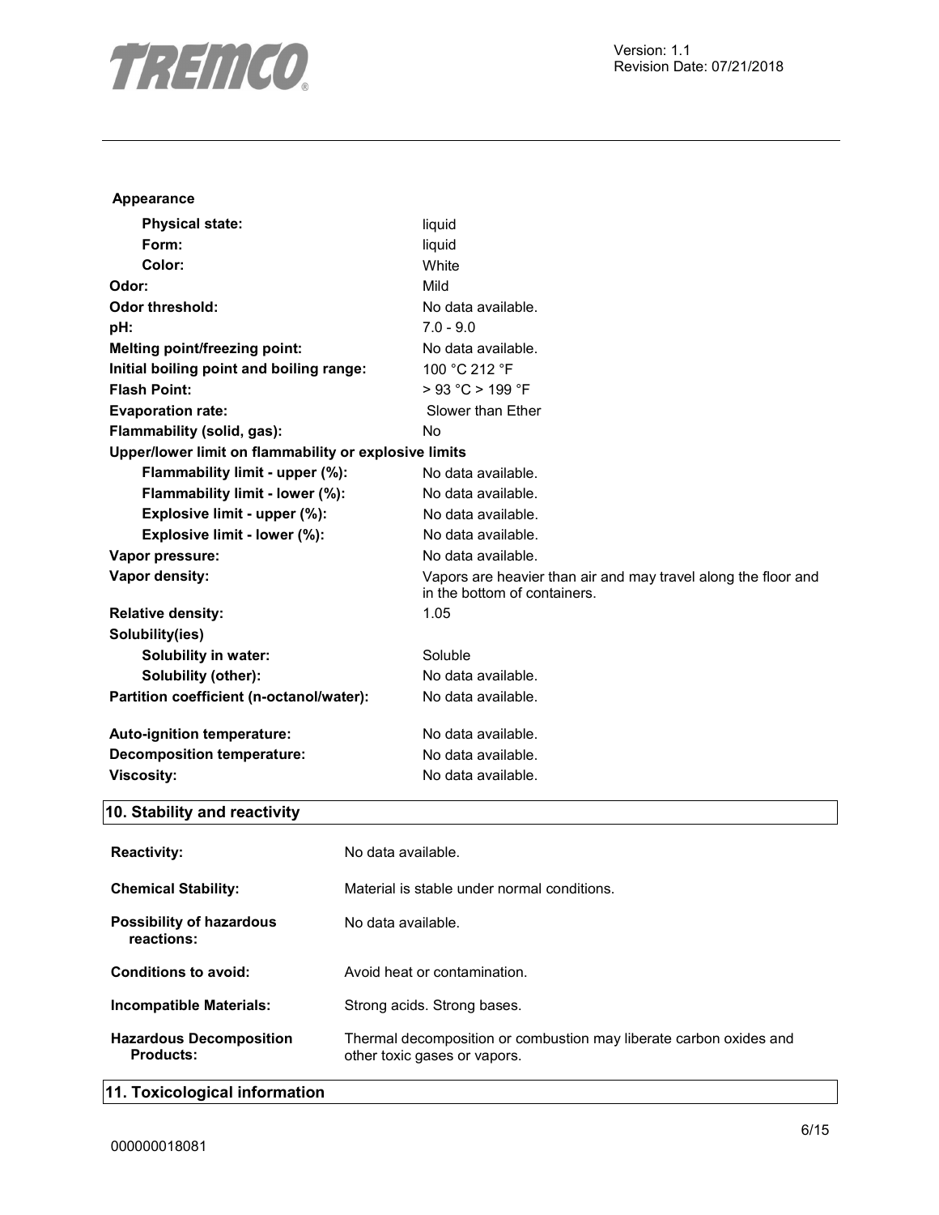**Appearance**

| | |
|---|---|
| **Physical state:** | liquid |
| **Form:** | liquid |
| **Color:** | White |
| **Odor:** | Mild |
| **Odor threshold:** | No data available. |
| **pH:** | 7.0 - 9.0 |
| **Melting point/freezing point:** | No data available. |
| **Initial boiling point and boiling range:** | 100 °C 212 °F |
| **Flash Point:** | > 93 °C > 199 °F |
| **Evaporation rate:** | Slower than Ether |
| **Flammability (solid, gas):** | No |
| **Upper/lower limit on flammability or explosive limits** | |
| **Flammability limit - upper (%):** | No data available. |
| **Flammability limit - lower (%):** | No data available. |
| **Explosive limit - upper (%):** | No data available. |
| **Explosive limit - lower (%):** | No data available. |
| **Vapor pressure:** | No data available. |
| **Vapor density:** | Vapors are heavier than air and may travel along the floor and in the bottom of containers. |
| **Relative density:** | 1.05 |
| **Solubility(ies)** | |
| **Solubility in water:** | Soluble |
| **Solubility (other):** | No data available. |
| **Partition coefficient (n-octanol/water):** | No data available. |
| **Auto-ignition temperature:** | No data available. |
| **Decomposition temperature:** | No data available. |
| **Viscosity:** | No data available. |

## 10. Stability and reactivity

| | |
|---|---|
| **Reactivity:** | No data available. |
| **Chemical Stability:** | Material is stable under normal conditions. |
| **Possibility of hazardous reactions:** | No data available. |
| **Conditions to avoid:** | Avoid heat or contamination. |
| **Incompatible Materials:** | Strong acids. Strong bases. |
| **Hazardous Decomposition Products:** | Thermal decomposition or combustion may liberate carbon oxides and other toxic gases or vapors. |

## 11. Toxicological information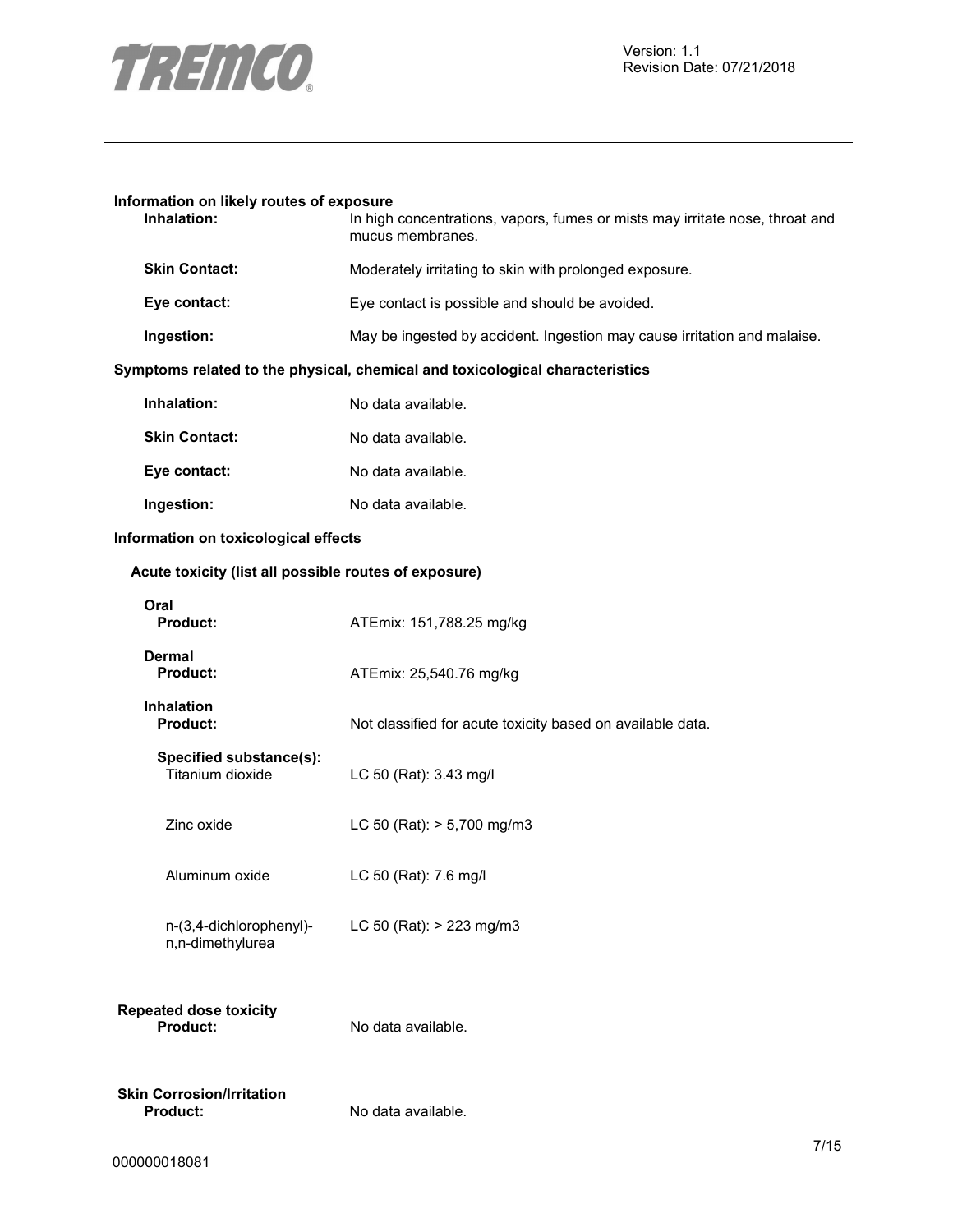**Information on likely routes of exposure**

| | |
|---|---|
| **Inhalation:** | In high concentrations, vapors, fumes or mists may irritate nose, throat and mucus membranes. |
| **Skin Contact:** | Moderately irritating to skin with prolonged exposure. |
| **Eye contact:** | Eye contact is possible and should be avoided. |
| **Ingestion:** | May be ingested by accident. Ingestion may cause irritation and malaise. |

**Symptoms related to the physical, chemical and toxicological characteristics**

| | |
|---|---|
| **Inhalation:** | No data available. |
| **Skin Contact:** | No data available. |
| **Eye contact:** | No data available. |
| **Ingestion:** | No data available. |

**Information on toxicological effects**

**Acute toxicity (list all possible routes of exposure)**

**Oral**

| | |
|---|---|
| **Product:** | ATEmix: 151,788.25 mg/kg |

**Dermal**

| | |
|---|---|
| **Product:** | ATEmix: 25,540.76 mg/kg |

**Inhalation**

| | |
|---|---|
| **Product:** | Not classified for acute toxicity based on available data. |

**Specified substance(s):**

| | |
|---|---|
| Titanium dioxide | LC 50 (Rat): 3.43 mg/l |
| Zinc oxide | LC 50 (Rat): > 5,700 mg/m3 |
| Aluminum oxide | LC 50 (Rat): 7.6 mg/l |
| n-(3,4-dichlorophenyl)-n,n-dimethylurea | LC 50 (Rat): > 223 mg/m3 |

**Repeated dose toxicity**

| | |
|---|---|
| **Product:** | No data available. |

**Skin Corrosion/Irritation**

| | |
|---|---|
| **Product:** | No data available. |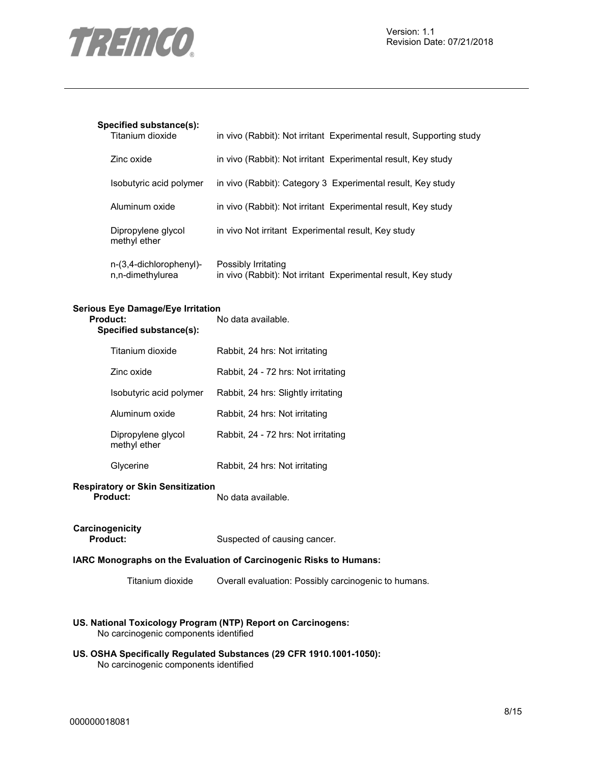**Specified substance(s):**

| | |
|---|---|
| Titanium dioxide | in vivo (Rabbit): Not irritant Experimental result, Supporting study |
| Zinc oxide | in vivo (Rabbit): Not irritant Experimental result, Key study |
| Isobutyric acid polymer | in vivo (Rabbit): Category 3 Experimental result, Key study |
| Aluminum oxide | in vivo (Rabbit): Not irritant Experimental result, Key study |
| Dipropylene glycol methyl ether | in vivo Not irritant Experimental result, Key study |
| n-(3,4-dichlorophenyl)-n,n-dimethylurea | Possibly Irritating<br>in vivo (Rabbit): Not irritant Experimental result, Key study |

**Serious Eye Damage/Eye Irritation**

**Product:** No data available.

**Specified substance(s):**

| | |
|---|---|
| Titanium dioxide | Rabbit, 24 hrs: Not irritating |
| Zinc oxide | Rabbit, 24 - 72 hrs: Not irritating |
| Isobutyric acid polymer | Rabbit, 24 hrs: Slightly irritating |
| Aluminum oxide | Rabbit, 24 hrs: Not irritating |
| Dipropylene glycol methyl ether | Rabbit, 24 - 72 hrs: Not irritating |
| Glycerine | Rabbit, 24 hrs: Not irritating |

**Respiratory or Skin Sensitization**

**Product:** No data available.

**Carcinogenicity**

**Product:** Suspected of causing cancer.

**IARC Monographs on the Evaluation of Carcinogenic Risks to Humans:**

| | |
|---|---|
| Titanium dioxide | Overall evaluation: Possibly carcinogenic to humans. |

**US. National Toxicology Program (NTP) Report on Carcinogens:**

No carcinogenic components identified

**US. OSHA Specifically Regulated Substances (29 CFR 1910.1001-1050):**

No carcinogenic components identified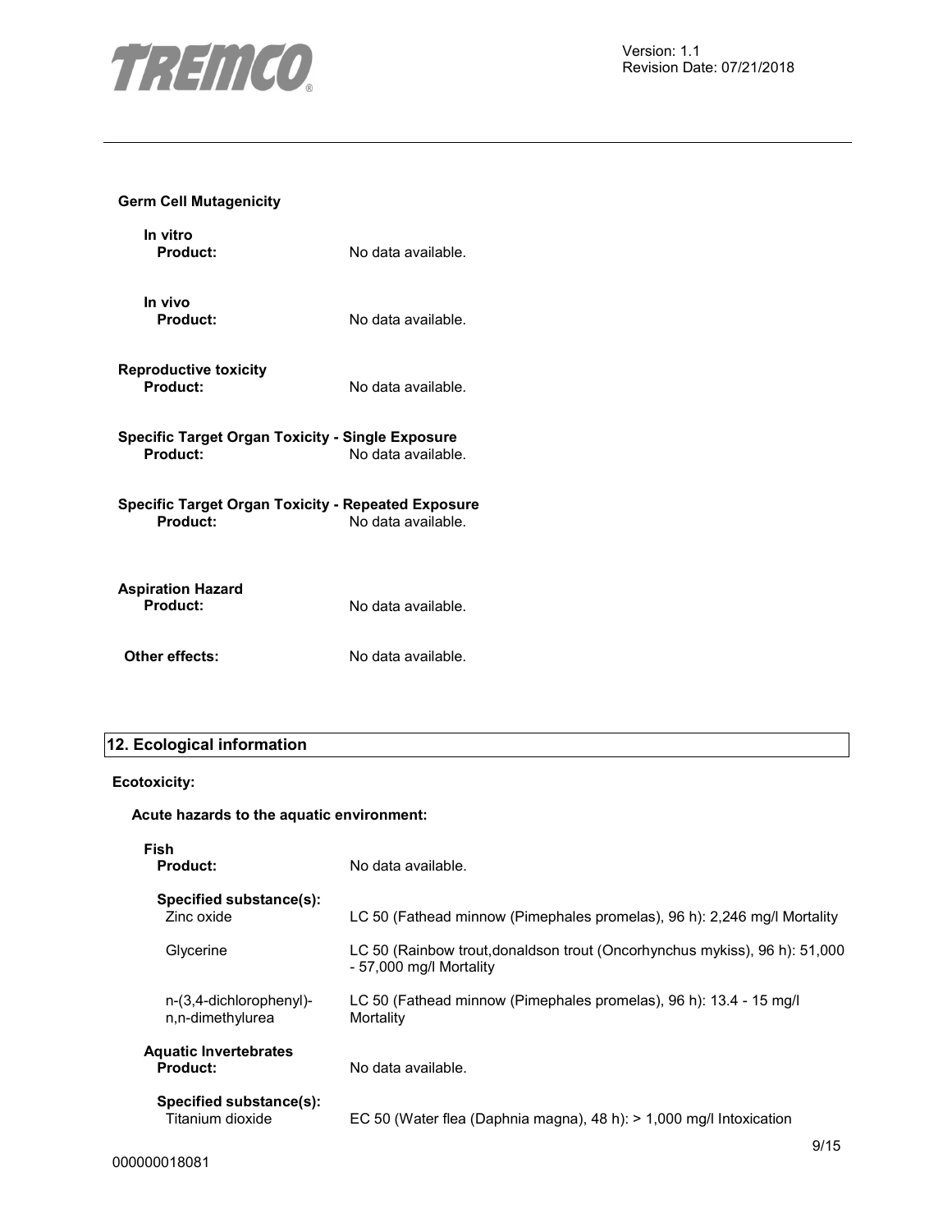**Germ Cell Mutagenicity**

**In vitro**

**Product:** No data available.

**In vivo**

**Product:** No data available.

**Reproductive toxicity**

**Product:** No data available.

**Specific Target Organ Toxicity - Single Exposure**

**Product:** No data available.

**Specific Target Organ Toxicity - Repeated Exposure**

**Product:** No data available.

**Aspiration Hazard**

**Product:** No data available.

**Other effects:** No data available.

## 12. Ecological information

**Ecotoxicity:**

**Acute hazards to the aquatic environment:**

**Fish**

**Product:** No data available.

**Specified substance(s):**

| | |
|---|---|
| Zinc oxide | LC 50 (Fathead minnow (Pimephales promelas), 96 h): 2,246 mg/l Mortality |
| Glycerine | LC 50 (Rainbow trout,donaldson trout (Oncorhynchus mykiss), 96 h): 51,000 - 57,000 mg/l Mortality |
| n-(3,4-dichlorophenyl)-n,n-dimethylurea | LC 50 (Fathead minnow (Pimephales promelas), 96 h): 13.4 - 15 mg/l Mortality |

**Aquatic Invertebrates**

**Product:** No data available.

**Specified substance(s):**

| | |
|---|---|
| Titanium dioxide | EC 50 (Water flea (Daphnia magna), 48 h): > 1,000 mg/l Intoxication |

000000018081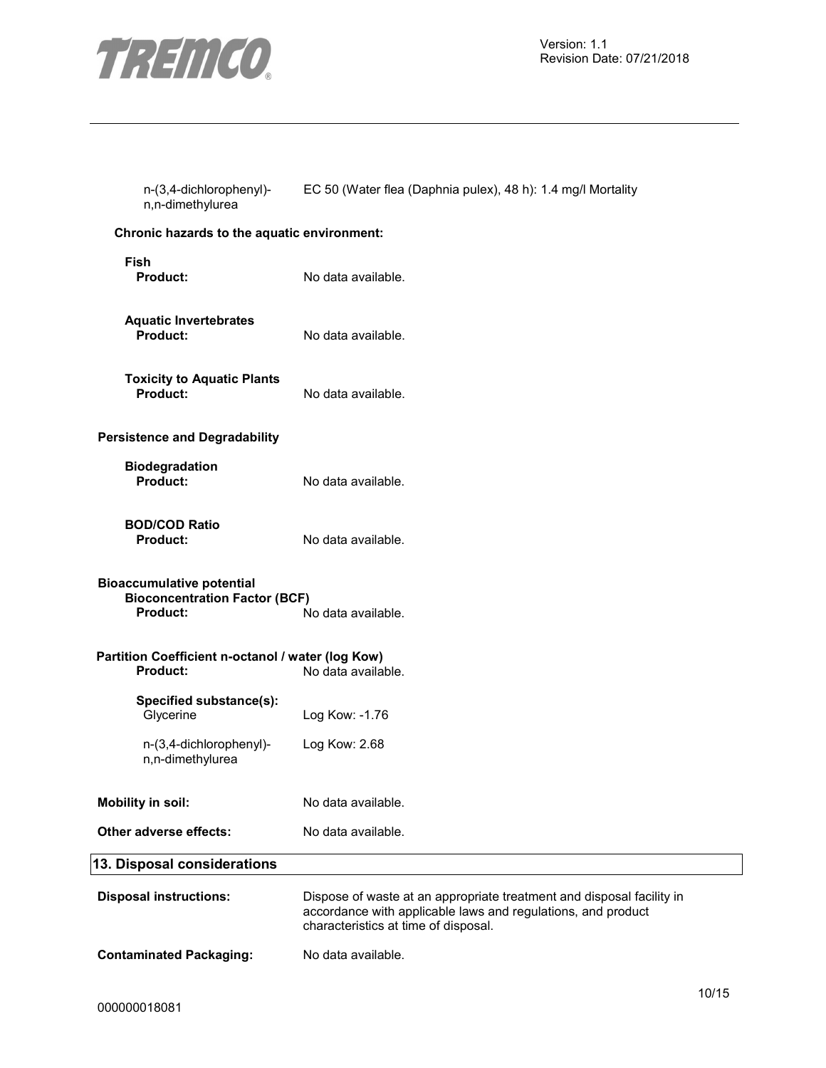| | |
|---|---|
| n-(3,4-dichlorophenyl)-n,n-dimethylurea | EC 50 (Water flea (Daphnia pulex), 48 h): 1.4 mg/l Mortality |

**Chronic hazards to the aquatic environment:**

**Fish**

| | |
|---|---|
| **Product:** | No data available. |

**Aquatic Invertebrates**

| | |
|---|---|
| **Product:** | No data available. |

**Toxicity to Aquatic Plants**

| | |
|---|---|
| **Product:** | No data available. |

**Persistence and Degradability**

**Biodegradation**

| | |
|---|---|
| **Product:** | No data available. |

**BOD/COD Ratio**

| | |
|---|---|
| **Product:** | No data available. |

**Bioaccumulative potential**

**Bioconcentration Factor (BCF)**

| | |
|---|---|
| **Product:** | No data available. |

**Partition Coefficient n-octanol / water (log Kow)**

| | |
|---|---|
| **Product:** | No data available. |
| **Specified substance(s):** | |
| Glycerine | Log Kow: -1.76 |
| n-(3,4-dichlorophenyl)-n,n-dimethylurea | Log Kow: 2.68 |

| | |
|---|---|
| **Mobility in soil:** | No data available. |
| **Other adverse effects:** | No data available. |

## 13. Disposal considerations

| | |
|---|---|
| **Disposal instructions:** | Dispose of waste at an appropriate treatment and disposal facility in accordance with applicable laws and regulations, and product characteristics at time of disposal. |
| **Contaminated Packaging:** | No data available. |

000000018081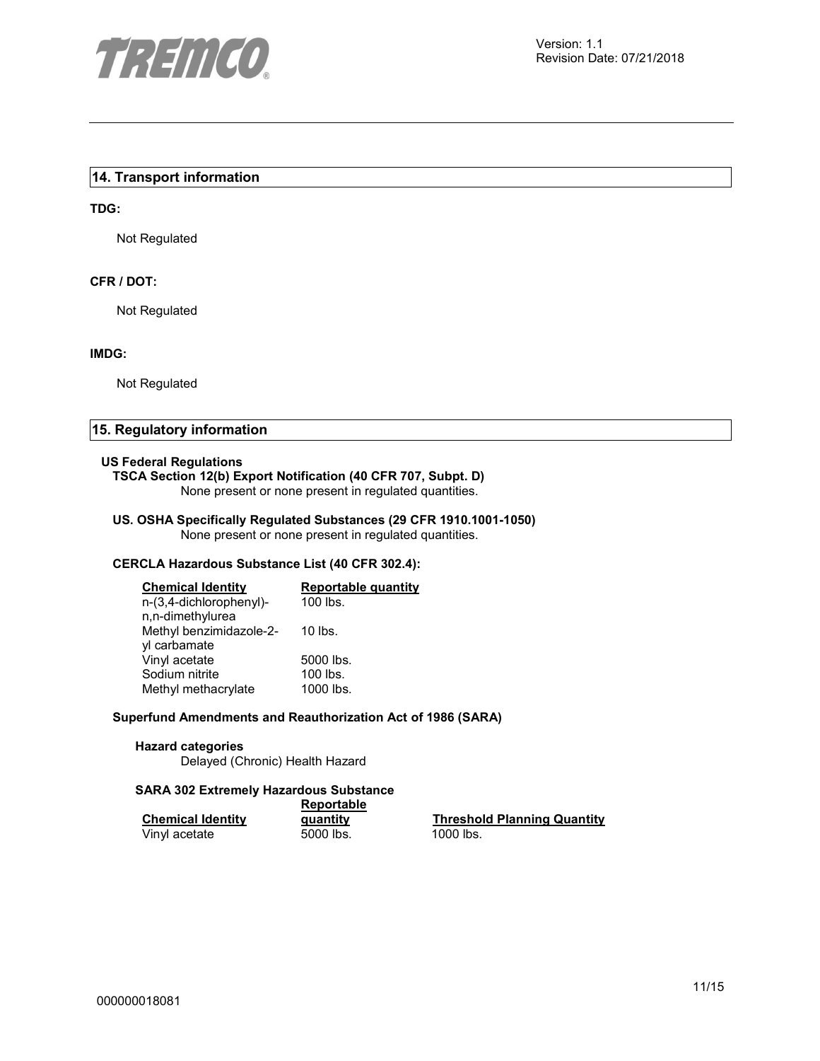## 14. Transport information

**TDG:**

Not Regulated

**CFR / DOT:**

Not Regulated

**IMDG:**

Not Regulated

## 15. Regulatory information

**US Federal Regulations**

**TSCA Section 12(b) Export Notification (40 CFR 707, Subpt. D)**

None present or none present in regulated quantities.

**US. OSHA Specifically Regulated Substances (29 CFR 1910.1001-1050)**

None present or none present in regulated quantities.

**CERCLA Hazardous Substance List (40 CFR 302.4):**

| Chemical Identity | Reportable quantity |
|---|---|
| n-(3,4-dichlorophenyl)-n,n-dimethylurea | 100 lbs. |
| Methyl benzimidazole-2-yl carbamate | 10 lbs. |
| Vinyl acetate | 5000 lbs. |
| Sodium nitrite | 100 lbs. |
| Methyl methacrylate | 1000 lbs. |

**Superfund Amendments and Reauthorization Act of 1986 (SARA)**

**Hazard categories**

Delayed (Chronic) Health Hazard

**SARA 302 Extremely Hazardous Substance**

| Chemical Identity | Reportable quantity | Threshold Planning Quantity |
|---|---|---|
| Vinyl acetate | 5000 lbs. | 1000 lbs. |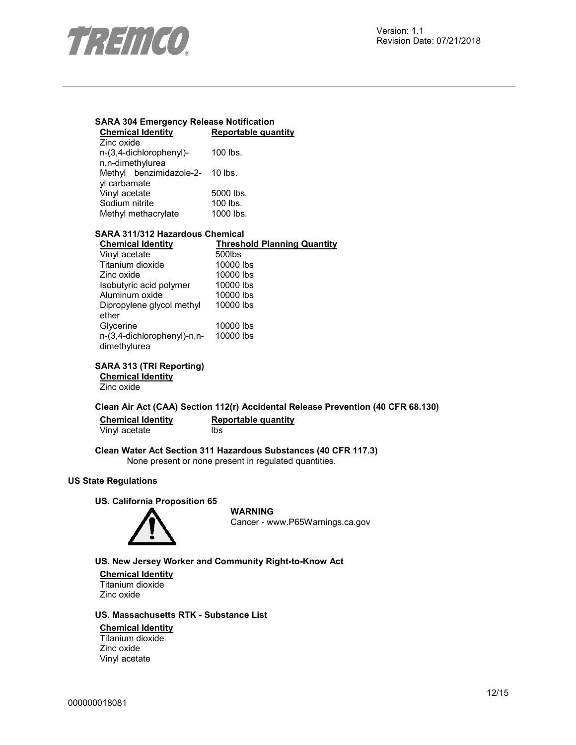**SARA 304 Emergency Release Notification**

| Chemical Identity | Reportable quantity |
|---|---|
| Zinc oxide | |
| n-(3,4-dichlorophenyl)-n,n-dimethylurea | 100 lbs. |
| Methyl benzimidazole-2-yl carbamate | 10 lbs. |
| Vinyl acetate | 5000 lbs. |
| Sodium nitrite | 100 lbs. |
| Methyl methacrylate | 1000 lbs. |

**SARA 311/312 Hazardous Chemical**

| Chemical Identity | Threshold Planning Quantity |
|---|---|
| Vinyl acetate | 500lbs |
| Titanium dioxide | 10000 lbs |
| Zinc oxide | 10000 lbs |
| Isobutyric acid polymer | 10000 lbs |
| Aluminum oxide | 10000 lbs |
| Dipropylene glycol methyl ether | 10000 lbs |
| Glycerine | 10000 lbs |
| n-(3,4-dichlorophenyl)-n,n-dimethylurea | 10000 lbs |

**SARA 313 (TRI Reporting)**

| Chemical Identity |
|---|
| Zinc oxide |

**Clean Air Act (CAA) Section 112(r) Accidental Release Prevention (40 CFR 68.130)**

| Chemical Identity | Reportable quantity |
|---|---|
| Vinyl acetate | lbs |

**Clean Water Act Section 311 Hazardous Substances (40 CFR 117.3)**

None present or none present in regulated quantities.

**US State Regulations**

**US. California Proposition 65**

**WARNING**

Cancer - www.P65Warnings.ca.gov

**US. New Jersey Worker and Community Right-to-Know Act**

| Chemical Identity |
|---|
| Titanium dioxide |
| Zinc oxide |

**US. Massachusetts RTK - Substance List**

| Chemical Identity |
|---|
| Titanium dioxide |
| Zinc oxide |
| Vinyl acetate |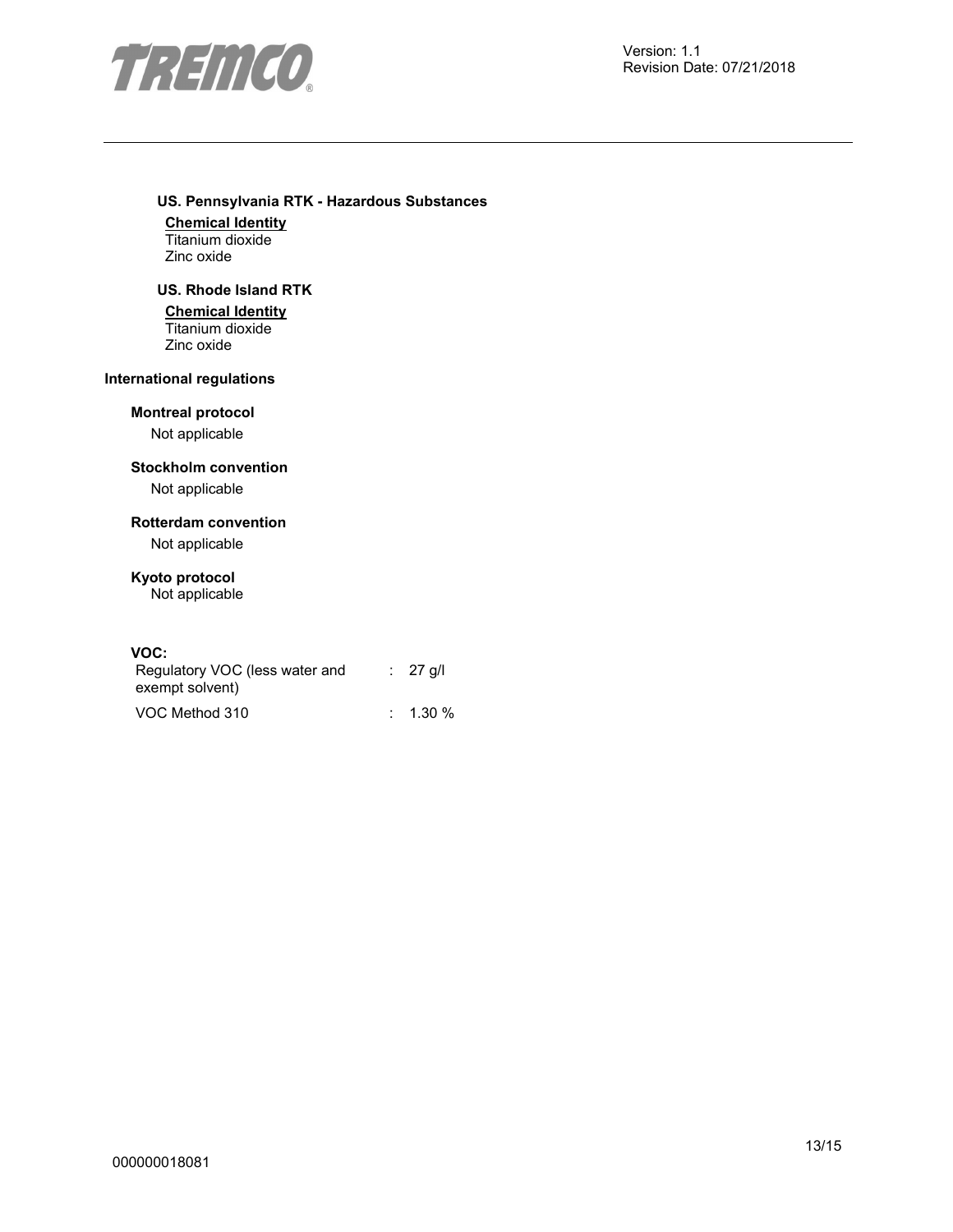**US. Pennsylvania RTK - Hazardous Substances**

**Chemical Identity**
Titanium dioxide
Zinc oxide

**US. Rhode Island RTK**

**Chemical Identity**
Titanium dioxide
Zinc oxide

**International regulations**

**Montreal protocol**

Not applicable

**Stockholm convention**

Not applicable

**Rotterdam convention**

Not applicable

**Kyoto protocol**

Not applicable

**VOC:**

| | | |
|---|---|---|
| Regulatory VOC (less water and exempt solvent) | : | 27 g/l |
| VOC Method 310 | : | 1.30 % |

000000018081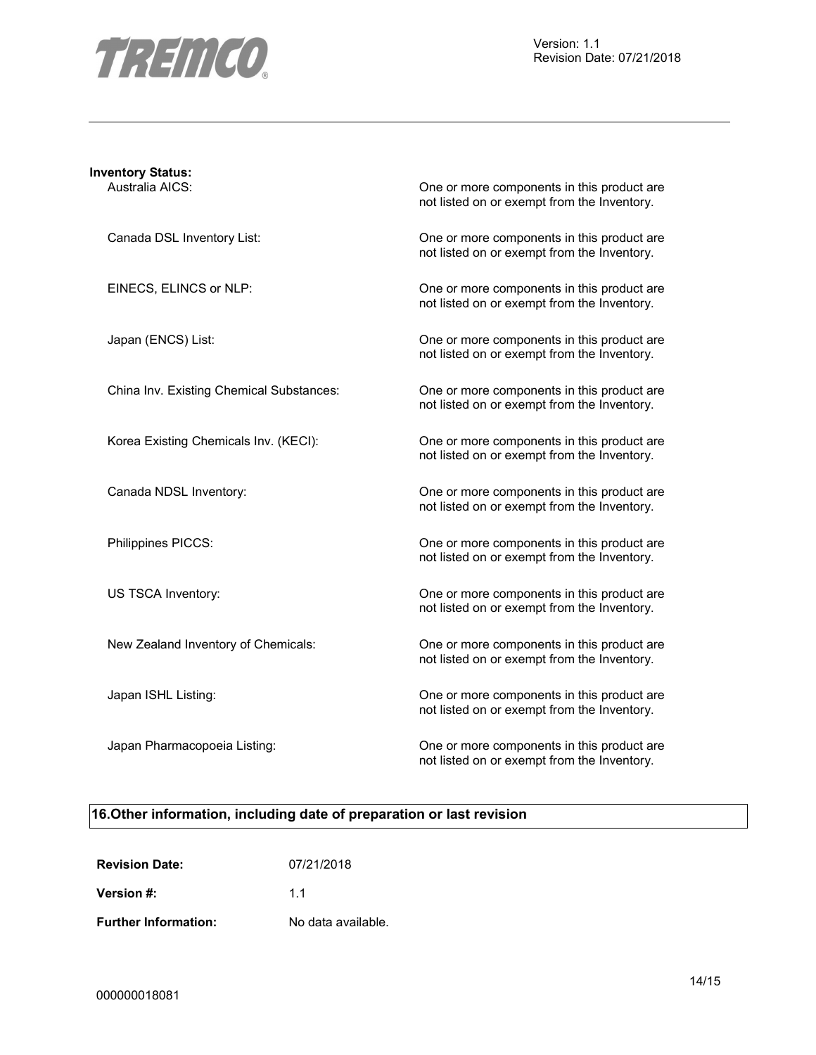**Inventory Status:**

| | |
|---|---|
| Australia AICS: | One or more components in this product are not listed on or exempt from the Inventory. |
| Canada DSL Inventory List: | One or more components in this product are not listed on or exempt from the Inventory. |
| EINECS, ELINCS or NLP: | One or more components in this product are not listed on or exempt from the Inventory. |
| Japan (ENCS) List: | One or more components in this product are not listed on or exempt from the Inventory. |
| China Inv. Existing Chemical Substances: | One or more components in this product are not listed on or exempt from the Inventory. |
| Korea Existing Chemicals Inv. (KECI): | One or more components in this product are not listed on or exempt from the Inventory. |
| Canada NDSL Inventory: | One or more components in this product are not listed on or exempt from the Inventory. |
| Philippines PICCS: | One or more components in this product are not listed on or exempt from the Inventory. |
| US TSCA Inventory: | One or more components in this product are not listed on or exempt from the Inventory. |
| New Zealand Inventory of Chemicals: | One or more components in this product are not listed on or exempt from the Inventory. |
| Japan ISHL Listing: | One or more components in this product are not listed on or exempt from the Inventory. |
| Japan Pharmacopoeia Listing: | One or more components in this product are not listed on or exempt from the Inventory. |

## 16.Other information, including date of preparation or last revision

| | |
|---|---|
| **Revision Date:** | 07/21/2018 |
| **Version #:** | 1.1 |
| **Further Information:** | No data available. |

000000018081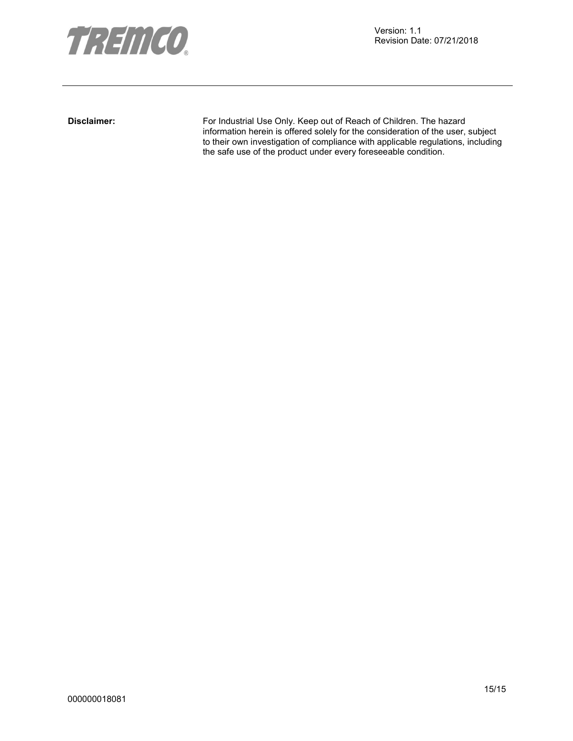**Disclaimer:** For Industrial Use Only. Keep out of Reach of Children. The hazard information herein is offered solely for the consideration of the user, subject to their own investigation of compliance with applicable regulations, including the safe use of the product under every foreseeable condition.